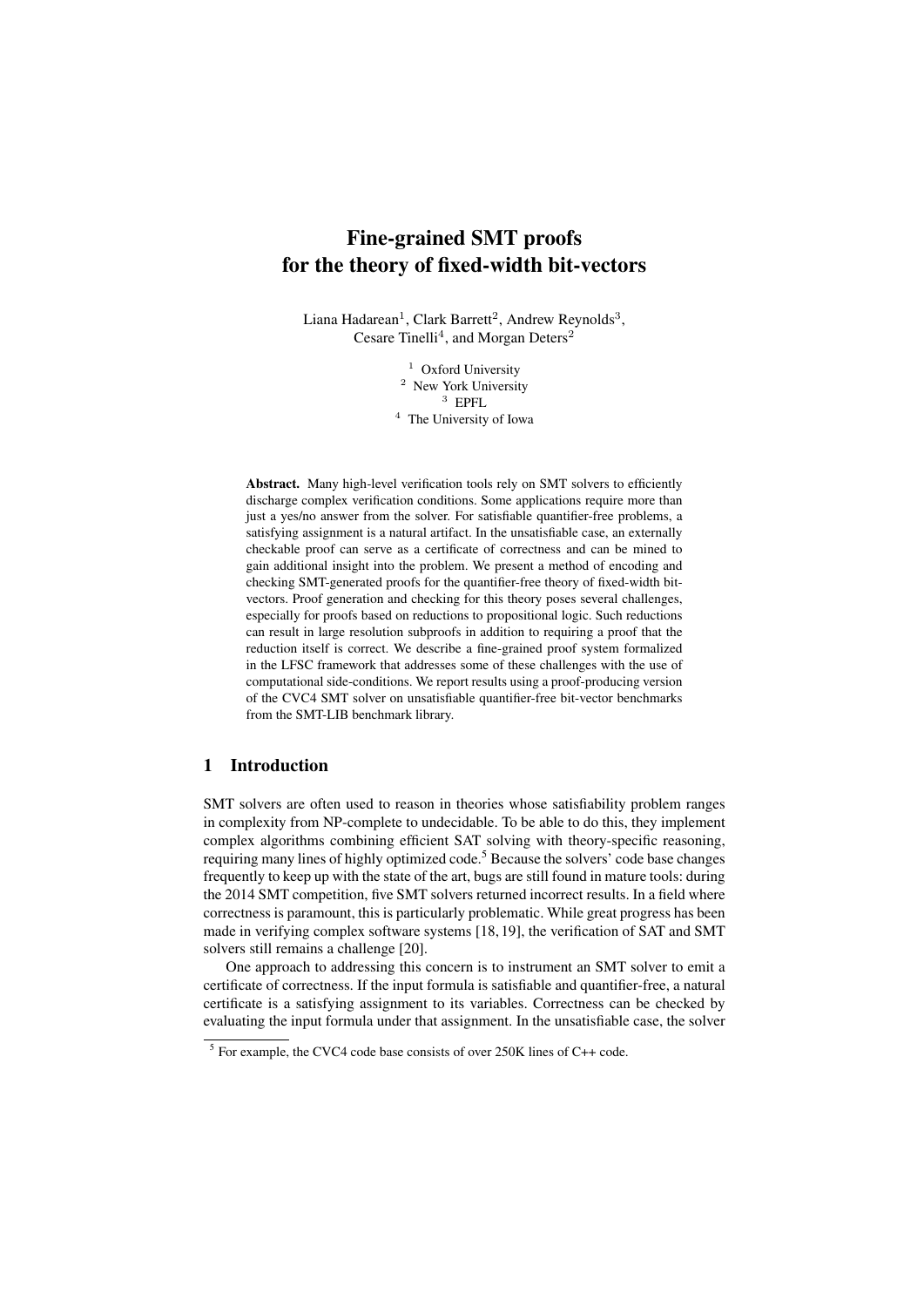# Fine-grained SMT proofs for the theory of fixed-width bit-vectors

Liana Hadarean[1], Clark Barrett[2], Andrew Reynolds[3], Cesare Tinelli[4], and Morgan Deters[2]

[1] Oxford University
[2] New York University
[3] EPFL
[4] The University of Iowa

**Abstract.** Many high-level verification tools rely on SMT solvers to efficiently discharge complex verification conditions. Some applications require more than just a yes/no answer from the solver. For satisfiable quantifier-free problems, a satisfying assignment is a natural artifact. In the unsatisfiable case, an externally checkable proof can serve as a certificate of correctness and can be mined to gain additional insight into the problem. We present a method of encoding and checking SMT-generated proofs for the quantifier-free theory of fixed-width bit-vectors. Proof generation and checking for this theory poses several challenges, especially for proofs based on reductions to propositional logic. Such reductions can result in large resolution subproofs in addition to requiring a proof that the reduction itself is correct. We describe a fine-grained proof system formalized in the LFSC framework that addresses some of these challenges with the use of computational side-conditions. We report results using a proof-producing version of the CVC4 SMT solver on unsatisfiable quantifier-free bit-vector benchmarks from the SMT-LIB benchmark library.

## 1 Introduction

SMT solvers are often used to reason in theories whose satisfiability problem ranges in complexity from NP-complete to undecidable. To be able to do this, they implement complex algorithms combining efficient SAT solving with theory-specific reasoning, requiring many lines of highly optimized code.[5] Because the solvers' code base changes frequently to keep up with the state of the art, bugs are still found in mature tools: during the 2014 SMT competition, five SMT solvers returned incorrect results. In a field where correctness is paramount, this is particularly problematic. While great progress has been made in verifying complex software systems [18, 19], the verification of SAT and SMT solvers still remains a challenge [20].

One approach to addressing this concern is to instrument an SMT solver to emit a certificate of correctness. If the input formula is satisfiable and quantifier-free, a natural certificate is a satisfying assignment to its variables. Correctness can be checked by evaluating the input formula under that assignment. In the unsatisfiable case, the solver

[5] For example, the CVC4 code base consists of over 250K lines of C++ code.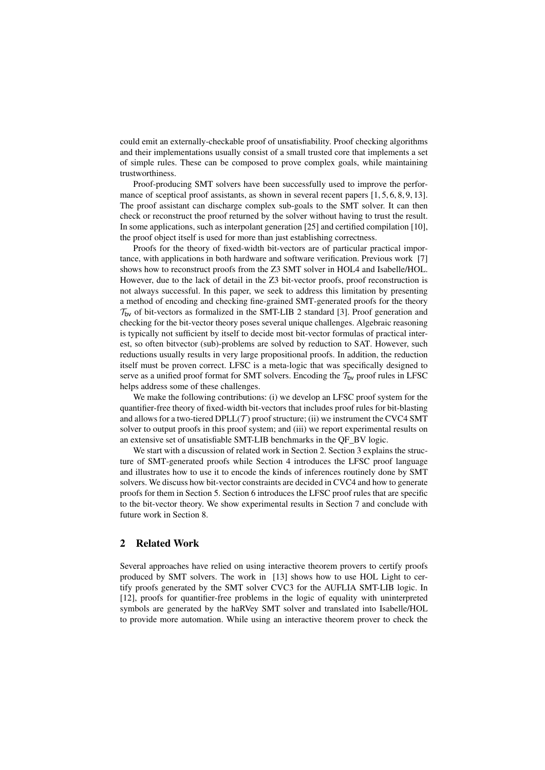could emit an externally-checkable proof of unsatisfiability. Proof checking algorithms and their implementations usually consist of a small trusted core that implements a set of simple rules. These can be composed to prove complex goals, while maintaining trustworthiness.

Proof-producing SMT solvers have been successfully used to improve the performance of sceptical proof assistants, as shown in several recent papers [1, 5, 6, 8, 9, 13]. The proof assistant can discharge complex sub-goals to the SMT solver. It can then check or reconstruct the proof returned by the solver without having to trust the result. In some applications, such as interpolant generation [25] and certified compilation [10], the proof object itself is used for more than just establishing correctness.

Proofs for the theory of fixed-width bit-vectors are of particular practical importance, with applications in both hardware and software verification. Previous work [7] shows how to reconstruct proofs from the Z3 SMT solver in HOL4 and Isabelle/HOL. However, due to the lack of detail in the Z3 bit-vector proofs, proof reconstruction is not always successful. In this paper, we seek to address this limitation by presenting a method of encoding and checking fine-grained SMT-generated proofs for the theory $\mathcal{T}_{\mathsf{bv}}$ of bit-vectors as formalized in the SMT-LIB 2 standard [3]. Proof generation and checking for the bit-vector theory poses several unique challenges. Algebraic reasoning is typically not sufficient by itself to decide most bit-vector formulas of practical interest, so often bitvector (sub)-problems are solved by reduction to SAT. However, such reductions usually results in very large propositional proofs. In addition, the reduction itself must be proven correct. LFSC is a meta-logic that was specifically designed to serve as a unified proof format for SMT solvers. Encoding the $\mathcal{T}_{\mathsf{bv}}$ proof rules in LFSC helps address some of these challenges.

We make the following contributions: (i) we develop an LFSC proof system for the quantifier-free theory of fixed-width bit-vectors that includes proof rules for bit-blasting and allows for a two-tiered DPLL($\mathcal{T}$) proof structure; (ii) we instrument the CVC4 SMT solver to output proofs in this proof system; and (iii) we report experimental results on an extensive set of unsatisfiable SMT-LIB benchmarks in the QF_BV logic.

We start with a discussion of related work in Section 2. Section 3 explains the structure of SMT-generated proofs while Section 4 introduces the LFSC proof language and illustrates how to use it to encode the kinds of inferences routinely done by SMT solvers. We discuss how bit-vector constraints are decided in CVC4 and how to generate proofs for them in Section 5. Section 6 introduces the LFSC proof rules that are specific to the bit-vector theory. We show experimental results in Section 7 and conclude with future work in Section 8.

## 2 Related Work

Several approaches have relied on using interactive theorem provers to certify proofs produced by SMT solvers. The work in [13] shows how to use HOL Light to certify proofs generated by the SMT solver CVC3 for the AUFLIA SMT-LIB logic. In [12], proofs for quantifier-free problems in the logic of equality with uninterpreted symbols are generated by the haRVey SMT solver and translated into Isabelle/HOL to provide more automation. While using an interactive theorem prover to check the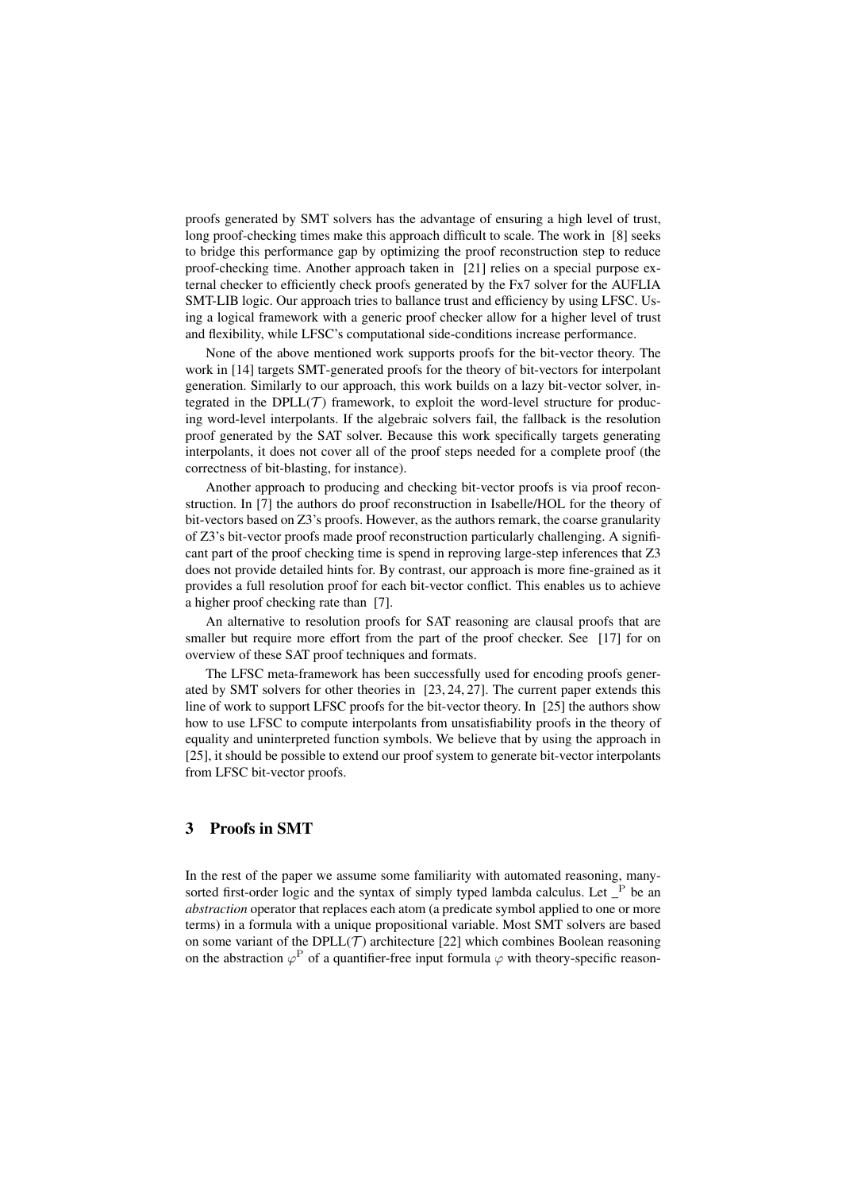proofs generated by SMT solvers has the advantage of ensuring a high level of trust, long proof-checking times make this approach difficult to scale. The work in [8] seeks to bridge this performance gap by optimizing the proof reconstruction step to reduce proof-checking time. Another approach taken in [21] relies on a special purpose external checker to efficiently check proofs generated by the Fx7 solver for the AUFLIA SMT-LIB logic. Our approach tries to ballance trust and efficiency by using LFSC. Using a logical framework with a generic proof checker allow for a higher level of trust and flexibility, while LFSC's computational side-conditions increase performance.

None of the above mentioned work supports proofs for the bit-vector theory. The work in [14] targets SMT-generated proofs for the theory of bit-vectors for interpolant generation. Similarly to our approach, this work builds on a lazy bit-vector solver, integrated in the DPLL($\mathcal{T}$) framework, to exploit the word-level structure for producing word-level interpolants. If the algebraic solvers fail, the fallback is the resolution proof generated by the SAT solver. Because this work specifically targets generating interpolants, it does not cover all of the proof steps needed for a complete proof (the correctness of bit-blasting, for instance).

Another approach to producing and checking bit-vector proofs is via proof reconstruction. In [7] the authors do proof reconstruction in Isabelle/HOL for the theory of bit-vectors based on Z3's proofs. However, as the authors remark, the coarse granularity of Z3's bit-vector proofs made proof reconstruction particularly challenging. A significant part of the proof checking time is spend in reproving large-step inferences that Z3 does not provide detailed hints for. By contrast, our approach is more fine-grained as it provides a full resolution proof for each bit-vector conflict. This enables us to achieve a higher proof checking rate than [7].

An alternative to resolution proofs for SAT reasoning are clausal proofs that are smaller but require more effort from the part of the proof checker. See [17] for on overview of these SAT proof techniques and formats.

The LFSC meta-framework has been successfully used for encoding proofs generated by SMT solvers for other theories in [23, 24, 27]. The current paper extends this line of work to support LFSC proofs for the bit-vector theory. In [25] the authors show how to use LFSC to compute interpolants from unsatisfiability proofs in the theory of equality and uninterpreted function symbols. We believe that by using the approach in [25], it should be possible to extend our proof system to generate bit-vector interpolants from LFSC bit-vector proofs.

## 3 Proofs in SMT

In the rest of the paper we assume some familiarity with automated reasoning, many-sorted first-order logic and the syntax of simply typed lambda calculus. Let $\_^{\mathrm{P}}$ be an *abstraction* operator that replaces each atom (a predicate symbol applied to one or more terms) in a formula with a unique propositional variable. Most SMT solvers are based on some variant of the DPLL($\mathcal{T}$) architecture [22] which combines Boolean reasoning on the abstraction $\varphi^{\mathrm{P}}$ of a quantifier-free input formula $\varphi$ with theory-specific reason-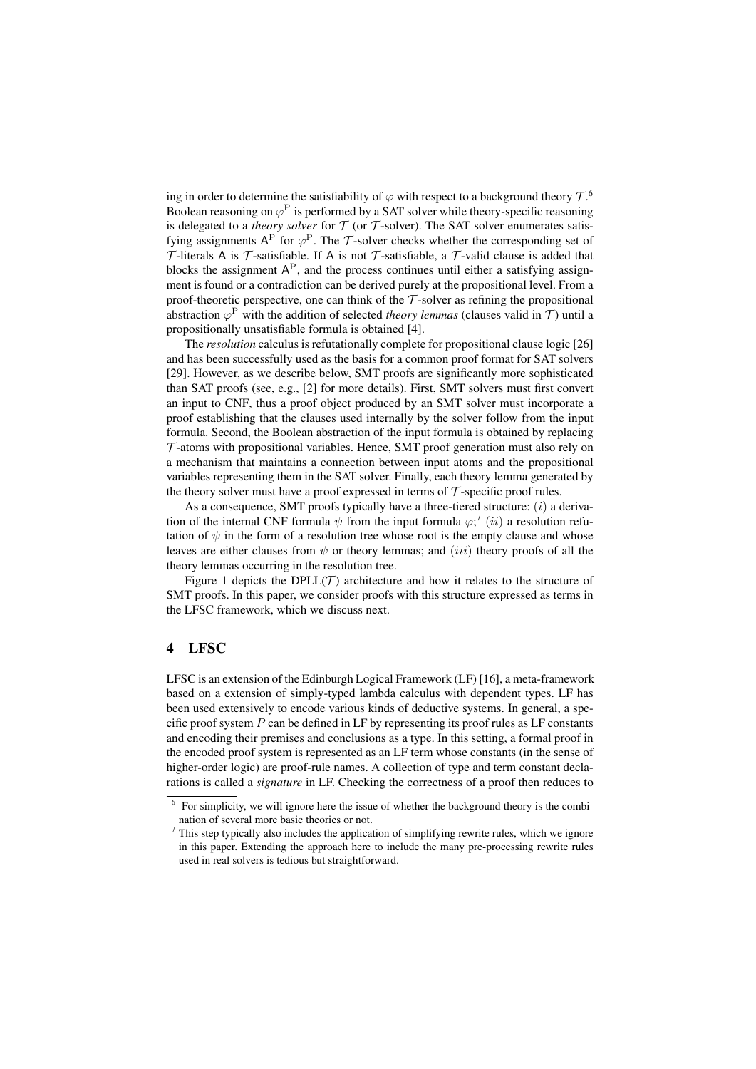ing in order to determine the satisfiability of $\varphi$ with respect to a background theory $\mathcal{T}$.[6] Boolean reasoning on $\varphi^{\mathrm{P}}$ is performed by a SAT solver while theory-specific reasoning is delegated to a *theory solver* for $\mathcal{T}$ (or $\mathcal{T}$-solver). The SAT solver enumerates satisfying assignments $\mathsf{A}^{\mathrm{P}}$ for $\varphi^{\mathrm{P}}$. The $\mathcal{T}$-solver checks whether the corresponding set of $\mathcal{T}$-literals $\mathsf{A}$ is $\mathcal{T}$-satisfiable. If $\mathsf{A}$ is not $\mathcal{T}$-satisfiable, a $\mathcal{T}$-valid clause is added that blocks the assignment $\mathsf{A}^{\mathrm{P}}$, and the process continues until either a satisfying assignment is found or a contradiction can be derived purely at the propositional level. From a proof-theoretic perspective, one can think of the $\mathcal{T}$-solver as refining the propositional abstraction $\varphi^{\mathrm{P}}$ with the addition of selected *theory lemmas* (clauses valid in $\mathcal{T}$) until a propositionally unsatisfiable formula is obtained [4].

The *resolution* calculus is refutationally complete for propositional clause logic [26] and has been successfully used as the basis for a common proof format for SAT solvers [29]. However, as we describe below, SMT proofs are significantly more sophisticated than SAT proofs (see, e.g., [2] for more details). First, SMT solvers must first convert an input to CNF, thus a proof object produced by an SMT solver must incorporate a proof establishing that the clauses used internally by the solver follow from the input formula. Second, the Boolean abstraction of the input formula is obtained by replacing $\mathcal{T}$-atoms with propositional variables. Hence, SMT proof generation must also rely on a mechanism that maintains a connection between input atoms and the propositional variables representing them in the SAT solver. Finally, each theory lemma generated by the theory solver must have a proof expressed in terms of $\mathcal{T}$-specific proof rules.

As a consequence, SMT proofs typically have a three-tiered structure: $(i)$ a derivation of the internal CNF formula $\psi$ from the input formula $\varphi$;[7] $(ii)$ a resolution refutation of $\psi$ in the form of a resolution tree whose root is the empty clause and whose leaves are either clauses from $\psi$ or theory lemmas; and $(iii)$ theory proofs of all the theory lemmas occurring in the resolution tree.

Figure 1 depicts the DPLL($\mathcal{T}$) architecture and how it relates to the structure of SMT proofs. In this paper, we consider proofs with this structure expressed as terms in the LFSC framework, which we discuss next.

## 4 LFSC

LFSC is an extension of the Edinburgh Logical Framework (LF) [16], a meta-framework based on a extension of simply-typed lambda calculus with dependent types. LF has been used extensively to encode various kinds of deductive systems. In general, a specific proof system $P$ can be defined in LF by representing its proof rules as LF constants and encoding their premises and conclusions as a type. In this setting, a formal proof in the encoded proof system is represented as an LF term whose constants (in the sense of higher-order logic) are proof-rule names. A collection of type and term constant declarations is called a *signature* in LF. Checking the correctness of a proof then reduces to

[6] For simplicity, we will ignore here the issue of whether the background theory is the combination of several more basic theories or not.

[7] This step typically also includes the application of simplifying rewrite rules, which we ignore in this paper. Extending the approach here to include the many pre-processing rewrite rules used in real solvers is tedious but straightforward.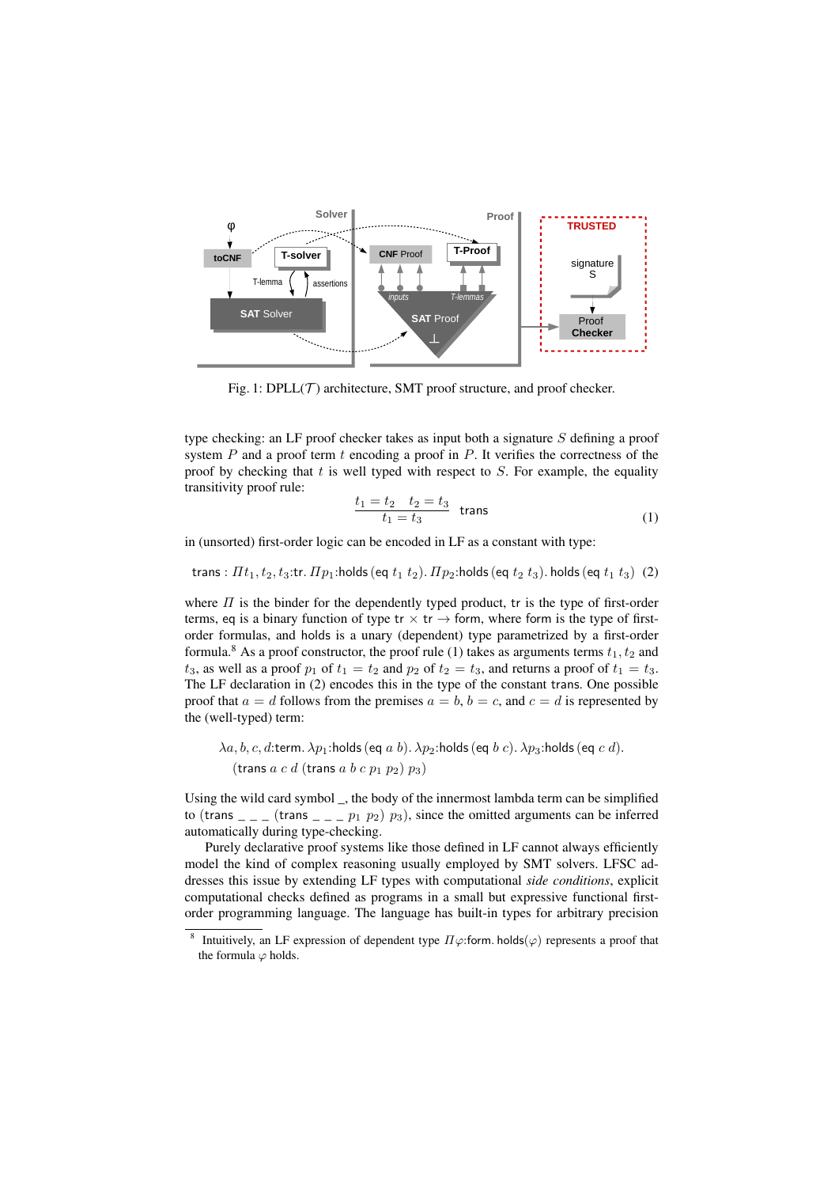Fig. 1: DPLL($\mathcal{T}$) architecture, SMT proof structure, and proof checker.

type checking: an LF proof checker takes as input both a signature $S$ defining a proof system $P$ and a proof term $t$ encoding a proof in $P$. It verifies the correctness of the proof by checking that $t$ is well typed with respect to $S$. For example, the equality transitivity proof rule:

$$\frac{t_1 = t_2 \quad t_2 = t_3}{t_1 = t_3}\ \mathsf{trans} \tag{1}$$

in (unsorted) first-order logic can be encoded in LF as a constant with type:

$$\mathsf{trans} : \Pi t_1, t_2, t_3{:}\mathsf{tr}.\ \Pi p_1{:}\mathsf{holds}\,(\mathsf{eq}\ t_1\ t_2).\ \Pi p_2{:}\mathsf{holds}\,(\mathsf{eq}\ t_2\ t_3).\ \mathsf{holds}\,(\mathsf{eq}\ t_1\ t_3) \tag{2}$$

where $\Pi$ is the binder for the dependently typed product, $\mathsf{tr}$ is the type of first-order terms, $\mathsf{eq}$ is a binary function of type $\mathsf{tr} \times \mathsf{tr} \rightarrow \mathsf{form}$, where $\mathsf{form}$ is the type of first-order formulas, and $\mathsf{holds}$ is a unary (dependent) type parametrized by a first-order formula.[8] As a proof constructor, the proof rule (1) takes as arguments terms $t_1, t_2$ and $t_3$, as well as a proof $p_1$ of $t_1 = t_2$ and $p_2$ of $t_2 = t_3$, and returns a proof of $t_1 = t_3$. The LF declaration in (2) encodes this in the type of the constant $\mathsf{trans}$. One possible proof that $a = d$ follows from the premises $a = b$, $b = c$, and $c = d$ is represented by the (well-typed) term:

$$\lambda a, b, c, d{:}\mathsf{term}.\ \lambda p_1{:}\mathsf{holds}\,(\mathsf{eq}\ a\ b).\ \lambda p_2{:}\mathsf{holds}\,(\mathsf{eq}\ b\ c).\ \lambda p_3{:}\mathsf{holds}\,(\mathsf{eq}\ c\ d).$$
$$(\mathsf{trans}\ a\ c\ d\ (\mathsf{trans}\ a\ b\ c\ p_1\ p_2)\ p_3)$$

Using the wild card symbol _, the body of the innermost lambda term can be simplified to $(\mathsf{trans}\ \_\ \_\ \_\ (\mathsf{trans}\ \_\ \_\ \_\ p_1\ p_2)\ p_3)$, since the omitted arguments can be inferred automatically during type-checking.

Purely declarative proof systems like those defined in LF cannot always efficiently model the kind of complex reasoning usually employed by SMT solvers. LFSC addresses this issue by extending LF types with computational *side conditions*, explicit computational checks defined as programs in a small but expressive functional first-order programming language. The language has built-in types for arbitrary precision

[8] Intuitively, an LF expression of dependent type $\Pi\varphi{:}\mathsf{form}.\ \mathsf{holds}(\varphi)$ represents a proof that the formula $\varphi$ holds.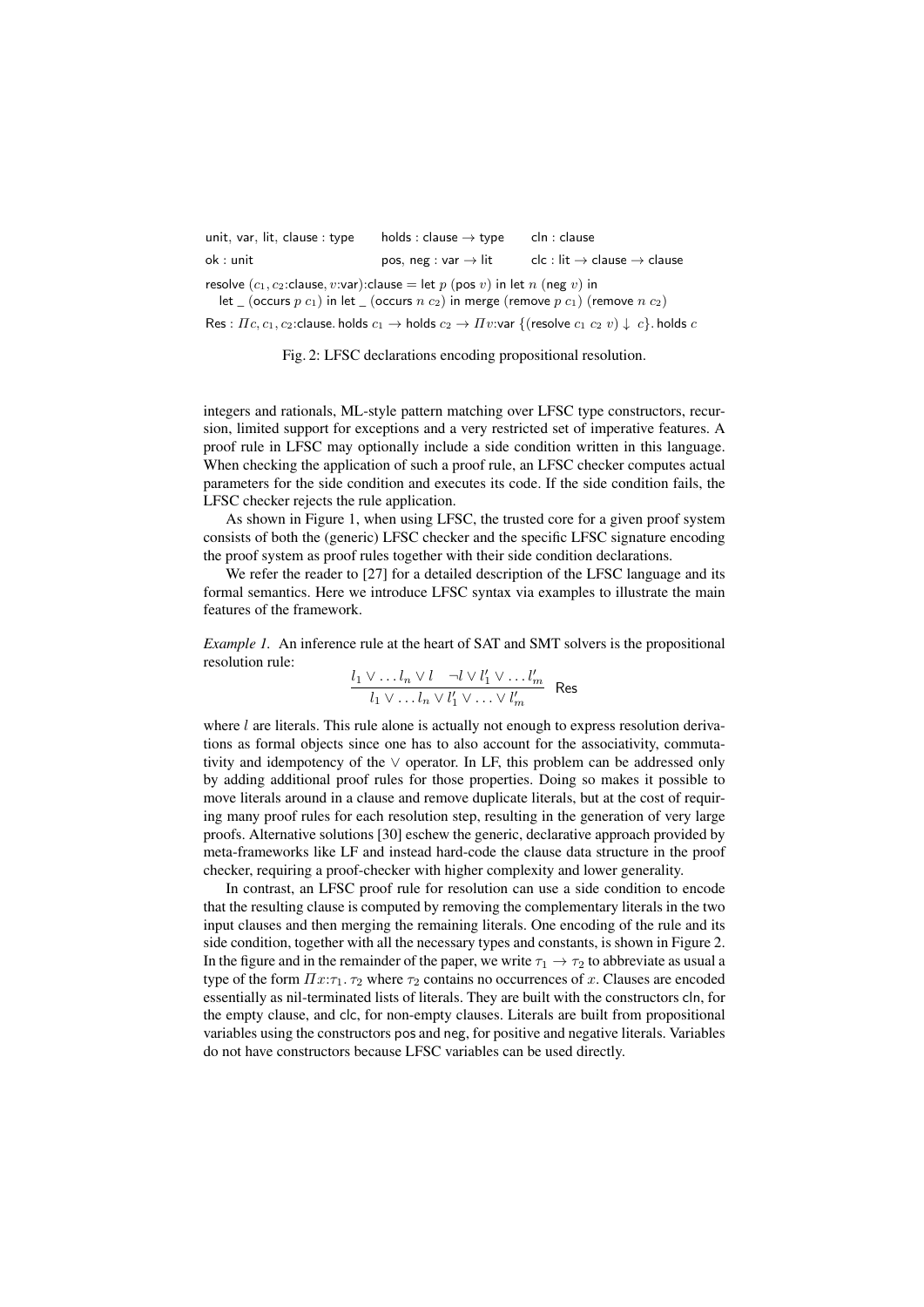unit, var, lit, clause : type  holds : clause $\rightarrow$ type  cln : clause

ok : unit  pos, neg : var $\rightarrow$ lit  clc : lit $\rightarrow$ clause $\rightarrow$ clause

resolve $(c_1, c_2$:clause$, v$:var$)$:clause = let $p$ (pos $v$) in let $n$ (neg $v$) in
  let _ (occurs $p$ $c_1$) in let _ (occurs $n$ $c_2$) in merge (remove $p$ $c_1$) (remove $n$ $c_2$)

Res : $\Pi c, c_1, c_2$:clause. holds $c_1 \rightarrow$ holds $c_2 \rightarrow \Pi v$:var $\{$(resolve $c_1$ $c_2$ $v$) $\downarrow$ $c\}$. holds $c$

Fig. 2: LFSC declarations encoding propositional resolution.

integers and rationals, ML-style pattern matching over LFSC type constructors, recursion, limited support for exceptions and a very restricted set of imperative features. A proof rule in LFSC may optionally include a side condition written in this language. When checking the application of such a proof rule, an LFSC checker computes actual parameters for the side condition and executes its code. If the side condition fails, the LFSC checker rejects the rule application.

As shown in Figure 1, when using LFSC, the trusted core for a given proof system consists of both the (generic) LFSC checker and the specific LFSC signature encoding the proof system as proof rules together with their side condition declarations.

We refer the reader to [27] for a detailed description of the LFSC language and its formal semantics. Here we introduce LFSC syntax via examples to illustrate the main features of the framework.

*Example 1.* An inference rule at the heart of SAT and SMT solvers is the propositional resolution rule:

$$\frac{l_1 \vee \ldots l_n \vee l \quad \neg l \vee l'_1 \vee \ldots l'_m}{l_1 \vee \ldots l_n \vee l'_1 \vee \ldots \vee l'_m}\ \mathsf{Res}$$

where $l$ are literals. This rule alone is actually not enough to express resolution derivations as formal objects since one has to also account for the associativity, commutativity and idempotency of the $\vee$ operator. In LF, this problem can be addressed only by adding additional proof rules for those properties. Doing so makes it possible to move literals around in a clause and remove duplicate literals, but at the cost of requiring many proof rules for each resolution step, resulting in the generation of very large proofs. Alternative solutions [30] eschew the generic, declarative approach provided by meta-frameworks like LF and instead hard-code the clause data structure in the proof checker, requiring a proof-checker with higher complexity and lower generality.

In contrast, an LFSC proof rule for resolution can use a side condition to encode that the resulting clause is computed by removing the complementary literals in the two input clauses and then merging the remaining literals. One encoding of the rule and its side condition, together with all the necessary types and constants, is shown in Figure 2. In the figure and in the remainder of the paper, we write $\tau_1 \rightarrow \tau_2$ to abbreviate as usual a type of the form $\Pi x{:}\tau_1.\ \tau_2$ where $\tau_2$ contains no occurrences of $x$. Clauses are encoded essentially as nil-terminated lists of literals. They are built with the constructors cln, for the empty clause, and clc, for non-empty clauses. Literals are built from propositional variables using the constructors pos and neg, for positive and negative literals. Variables do not have constructors because LFSC variables can be used directly.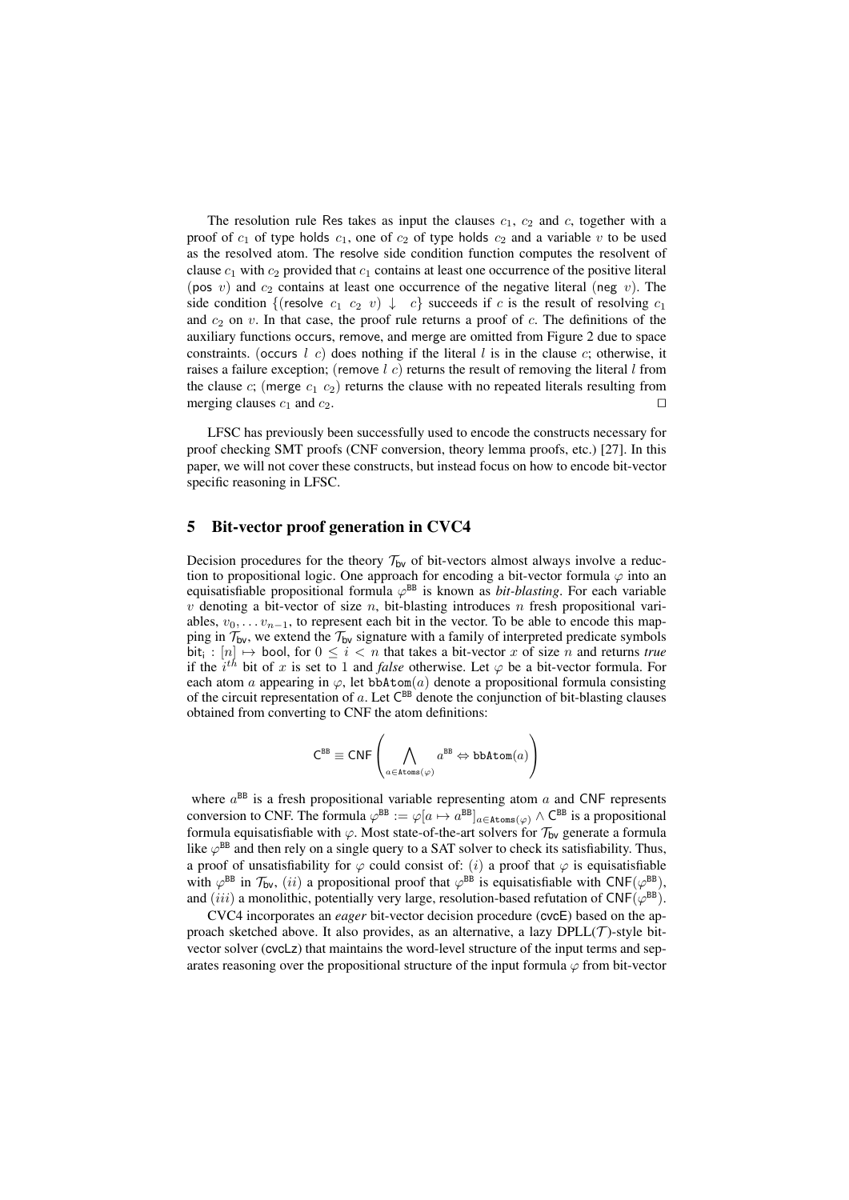The resolution rule Res takes as input the clauses $c_1$, $c_2$ and $c$, together with a proof of $c_1$ of type holds $c_1$, one of $c_2$ of type holds $c_2$ and a variable $v$ to be used as the resolved atom. The resolve side condition function computes the resolvent of clause $c_1$ with $c_2$ provided that $c_1$ contains at least one occurrence of the positive literal (pos $v$) and $c_2$ contains at least one occurrence of the negative literal (neg $v$). The side condition $\{(\text{resolve } c_1\ c_2\ v) \downarrow\ c\}$ succeeds if $c$ is the result of resolving $c_1$ and $c_2$ on $v$. In that case, the proof rule returns a proof of $c$. The definitions of the auxiliary functions occurs, remove, and merge are omitted from Figure 2 due to space constraints. (occurs $l$ $c$) does nothing if the literal $l$ is in the clause $c$; otherwise, it raises a failure exception; (remove $l$ $c$) returns the result of removing the literal $l$ from the clause $c$; (merge $c_1$ $c_2$) returns the clause with no repeated literals resulting from merging clauses $c_1$ and $c_2$. □

LFSC has previously been successfully used to encode the constructs necessary for proof checking SMT proofs (CNF conversion, theory lemma proofs, etc.) [27]. In this paper, we will not cover these constructs, but instead focus on how to encode bit-vector specific reasoning in LFSC.

## 5 Bit-vector proof generation in CVC4

Decision procedures for the theory $\mathcal{T}_{\mathsf{bv}}$ of bit-vectors almost always involve a reduction to propositional logic. One approach for encoding a bit-vector formula $\varphi$ into an equisatisfiable propositional formula $\varphi^{\mathsf{BB}}$ is known as *bit-blasting*. For each variable $v$ denoting a bit-vector of size $n$, bit-blasting introduces $n$ fresh propositional variables, $v_0, \ldots v_{n-1}$, to represent each bit in the vector. To be able to encode this mapping in $\mathcal{T}_{\mathsf{bv}}$, we extend the $\mathcal{T}_{\mathsf{bv}}$ signature with a family of interpreted predicate symbols $\mathsf{bit}_i : [n] \mapsto \mathsf{bool}$, for $0 \leq i < n$ that takes a bit-vector $x$ of size $n$ and returns *true* if the $i^{th}$ bit of $x$ is set to 1 and *false* otherwise. Let $\varphi$ be a bit-vector formula. For each atom $a$ appearing in $\varphi$, let $\mathtt{bbAtom}(a)$ denote a propositional formula consisting of the circuit representation of $a$. Let $\mathsf{C}^{\mathsf{BB}}$ denote the conjunction of bit-blasting clauses obtained from converting to CNF the atom definitions:

$$\mathsf{C}^{\mathsf{BB}} \equiv \mathsf{CNF}\left(\bigwedge_{a \in \mathtt{Atoms}(\varphi)} a^{\mathsf{BB}} \Leftrightarrow \mathtt{bbAtom}(a)\right)$$

where $a^{\mathsf{BB}}$ is a fresh propositional variable representing atom $a$ and $\mathsf{CNF}$ represents conversion to CNF. The formula $\varphi^{\mathsf{BB}} := \varphi[a \mapsto a^{\mathsf{BB}}]_{a \in \mathtt{Atoms}(\varphi)} \wedge \mathsf{C}^{\mathsf{BB}}$ is a propositional formula equisatisfiable with $\varphi$. Most state-of-the-art solvers for $\mathcal{T}_{\mathsf{bv}}$ generate a formula like $\varphi^{\mathsf{BB}}$ and then rely on a single query to a SAT solver to check its satisfiability. Thus, a proof of unsatisfiability for $\varphi$ could consist of: $(i)$ a proof that $\varphi$ is equisatisfiable with $\varphi^{\mathsf{BB}}$ in $\mathcal{T}_{\mathsf{bv}}$, $(ii)$ a propositional proof that $\varphi^{\mathsf{BB}}$ is equisatisfiable with $\mathsf{CNF}(\varphi^{\mathsf{BB}})$, and $(iii)$ a monolithic, potentially very large, resolution-based refutation of $\mathsf{CNF}(\varphi^{\mathsf{BB}})$.

CVC4 incorporates an *eager* bit-vector decision procedure (cvcE) based on the approach sketched above. It also provides, as an alternative, a lazy DPLL($\mathcal{T}$)-style bit-vector solver (cvcLz) that maintains the word-level structure of the input terms and separates reasoning over the propositional structure of the input formula $\varphi$ from bit-vector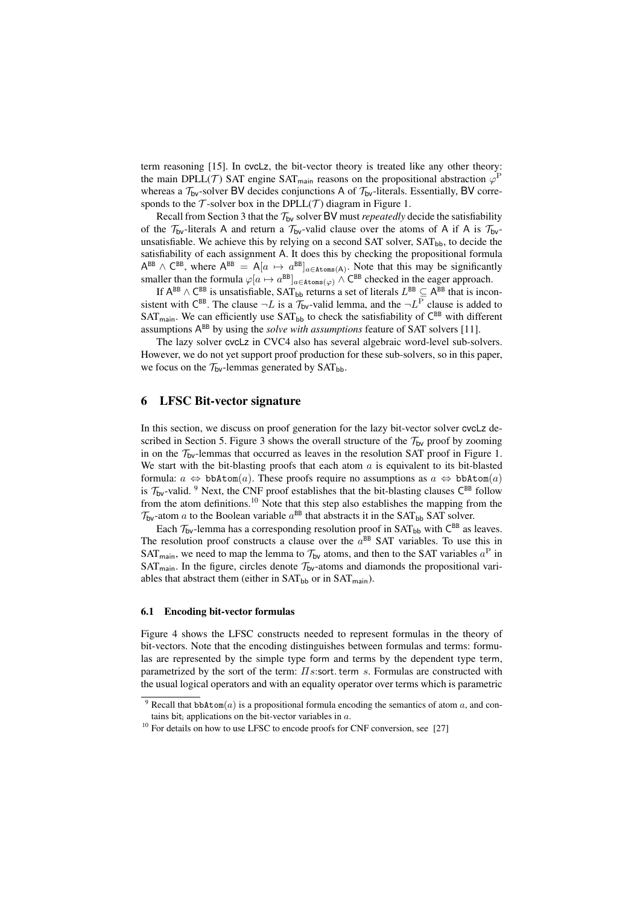term reasoning [15]. In cvcLz, the bit-vector theory is treated like any other theory: the main DPLL($\mathcal{T}$) SAT engine $\text{SAT}_{\text{main}}$ reasons on the propositional abstraction $\varphi^{\text{P}}$ whereas a $\mathcal{T}_{\text{bv}}$-solver BV decides conjunctions A of $\mathcal{T}_{\text{bv}}$-literals. Essentially, BV corresponds to the $\mathcal{T}$-solver box in the DPLL($\mathcal{T}$) diagram in Figure 1.

Recall from Section 3 that the $\mathcal{T}_{\text{bv}}$ solver BV must *repeatedly* decide the satisfiability of the $\mathcal{T}_{\text{bv}}$-literals A and return a $\mathcal{T}_{\text{bv}}$-valid clause over the atoms of A if A is $\mathcal{T}_{\text{bv}}$-unsatisfiable. We achieve this by relying on a second SAT solver, $\text{SAT}_{\text{bb}}$, to decide the satisfiability of each assignment A. It does this by checking the propositional formula $\mathsf{A}^{\text{BB}} \wedge \mathsf{C}^{\text{BB}}$, where $\mathsf{A}^{\text{BB}} = \mathsf{A}[a \mapsto a^{\text{BB}}]_{a \in \texttt{Atoms}(\mathsf{A})}$. Note that this may be significantly smaller than the formula $\varphi[a \mapsto a^{\text{BB}}]_{a \in \texttt{Atoms}(\varphi)} \wedge \mathsf{C}^{\text{BB}}$ checked in the eager approach.

If $\mathsf{A}^{\text{BB}} \wedge \mathsf{C}^{\text{BB}}$ is unsatisfiable, $\text{SAT}_{\text{bb}}$ returns a set of literals $L^{\text{BB}} \subseteq \mathsf{A}^{\text{BB}}$ that is inconsistent with $\mathsf{C}^{\text{BB}}$. The clause $\neg L$ is a $\mathcal{T}_{\text{bv}}$-valid lemma, and the $\neg L^{\text{P}}$ clause is added to $\text{SAT}_{\text{main}}$. We can efficiently use $\text{SAT}_{\text{bb}}$ to check the satisfiability of $\mathsf{C}^{\text{BB}}$ with different assumptions $\mathsf{A}^{\text{BB}}$ by using the *solve with assumptions* feature of SAT solvers [11].

The lazy solver cvcLz in CVC4 also has several algebraic word-level sub-solvers. However, we do not yet support proof production for these sub-solvers, so in this paper, we focus on the $\mathcal{T}_{\text{bv}}$-lemmas generated by $\text{SAT}_{\text{bb}}$.

## 6 LFSC Bit-vector signature

In this section, we discuss on proof generation for the lazy bit-vector solver cvcLz described in Section 5. Figure 3 shows the overall structure of the $\mathcal{T}_{\text{bv}}$ proof by zooming in on the $\mathcal{T}_{\text{bv}}$-lemmas that occurred as leaves in the resolution SAT proof in Figure 1. We start with the bit-blasting proofs that each atom $a$ is equivalent to its bit-blasted formula: $a \Leftrightarrow \texttt{bbAtom}(a)$. These proofs require no assumptions as $a \Leftrightarrow \texttt{bbAtom}(a)$ is $\mathcal{T}_{\text{bv}}$-valid. [9] Next, the CNF proof establishes that the bit-blasting clauses $\mathsf{C}^{\text{BB}}$ follow from the atom definitions.[10] Note that this step also establishes the mapping from the $\mathcal{T}_{\text{bv}}$-atom $a$ to the Boolean variable $a^{\text{BB}}$ that abstracts it in the $\text{SAT}_{\text{bb}}$ SAT solver.

Each $\mathcal{T}_{\text{bv}}$-lemma has a corresponding resolution proof in $\text{SAT}_{\text{bb}}$ with $\mathsf{C}^{\text{BB}}$ as leaves. The resolution proof constructs a clause over the $a^{\text{BB}}$ SAT variables. To use this in $\text{SAT}_{\text{main}}$, we need to map the lemma to $\mathcal{T}_{\text{bv}}$ atoms, and then to the SAT variables $a^{\text{P}}$ in $\text{SAT}_{\text{main}}$. In the figure, circles denote $\mathcal{T}_{\text{bv}}$-atoms and diamonds the propositional variables that abstract them (either in $\text{SAT}_{\text{bb}}$ or in $\text{SAT}_{\text{main}}$).

### 6.1 Encoding bit-vector formulas

Figure 4 shows the LFSC constructs needed to represent formulas in the theory of bit-vectors. Note that the encoding distinguishes between formulas and terms: formulas are represented by the simple type form and terms by the dependent type term, parametrized by the sort of the term: $\Pi s{:}\text{sort}.\, \text{term}\ s$. Formulas are constructed with the usual logical operators and with an equality operator over terms which is parametric

---

[9] Recall that $\texttt{bbAtom}(a)$ is a propositional formula encoding the semantics of atom $a$, and contains $\text{bit}_i$ applications on the bit-vector variables in $a$.

[10] For details on how to use LFSC to encode proofs for CNF conversion, see [27]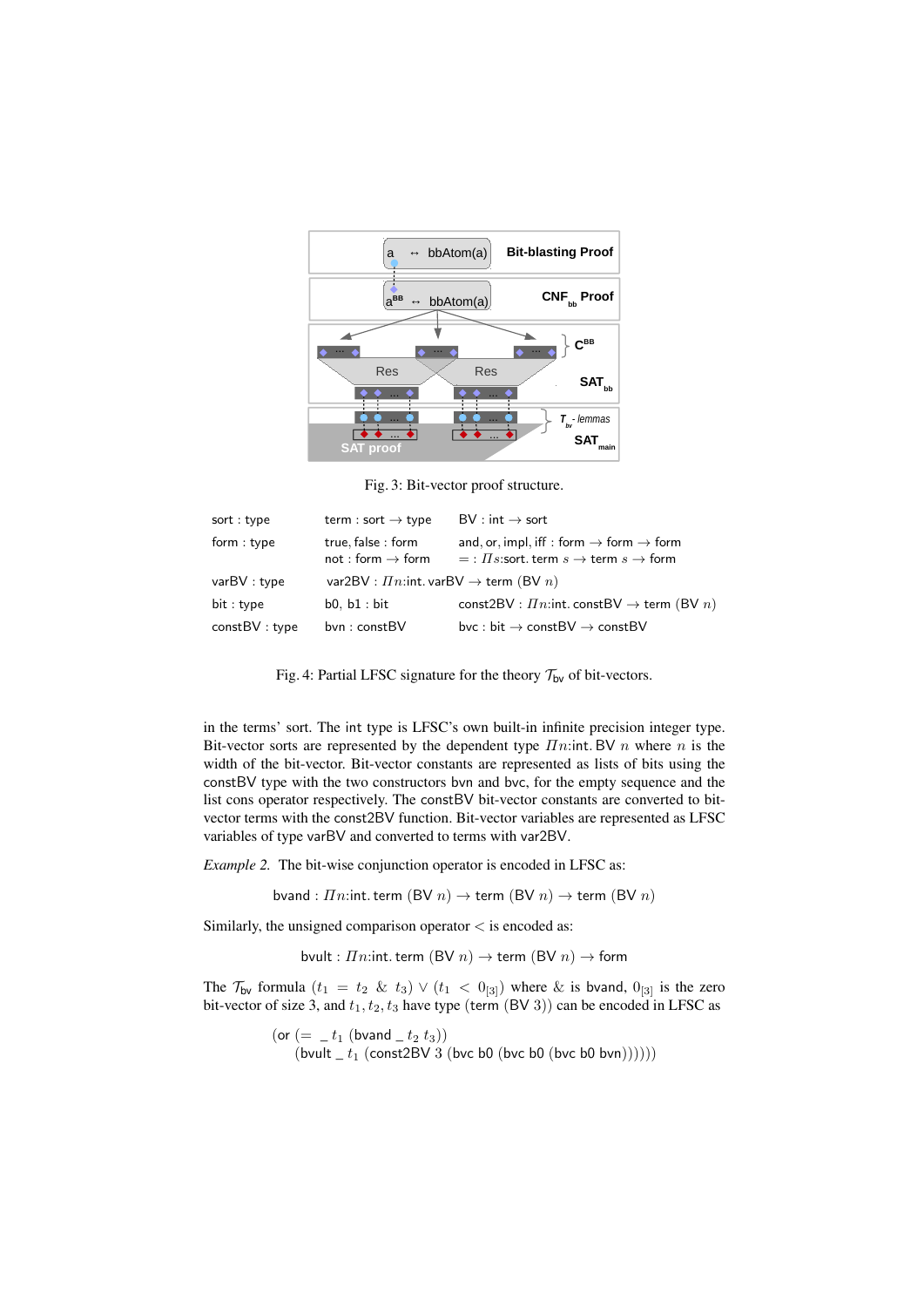Fig. 3: Bit-vector proof structure.

| | | |
|---|---|---|
| sort : type | term : sort $\to$ type | BV : int $\to$ sort |
| form : type | true, false : form | and, or, impl, iff : form $\to$ form $\to$ form |
| | not : form $\to$ form | $=$ : $\Pi s$:sort. term $s$ $\to$ term $s$ $\to$ form |
| varBV : type | var2BV : $\Pi n$:int. varBV $\to$ term (BV $n$) | |
| bit : type | b0, b1 : bit | const2BV : $\Pi n$:int. constBV $\to$ term (BV $n$) |
| constBV : type | bvn : constBV | bvc : bit $\to$ constBV $\to$ constBV |

Fig. 4: Partial LFSC signature for the theory $\mathcal{T}_{\mathsf{bv}}$ of bit-vectors.

in the terms' sort. The int type is LFSC's own built-in infinite precision integer type. Bit-vector sorts are represented by the dependent type $\Pi n$:int. BV $n$ where $n$ is the width of the bit-vector. Bit-vector constants are represented as lists of bits using the constBV type with the two constructors bvn and bvc, for the empty sequence and the list cons operator respectively. The constBV bit-vector constants are converted to bit-vector terms with the const2BV function. Bit-vector variables are represented as LFSC variables of type varBV and converted to terms with var2BV.

*Example 2.* The bit-wise conjunction operator is encoded in LFSC as:

$$\text{bvand} : \Pi n\text{:int. term (BV } n) \to \text{term (BV } n) \to \text{term (BV } n)$$

Similarly, the unsigned comparison operator $<$ is encoded as:

$$\text{bvult} : \Pi n\text{:int. term (BV } n) \to \text{term (BV } n) \to \text{form}$$

The $\mathcal{T}_{\mathsf{bv}}$ formula $(t_1 = t_2 \ \& \ t_3) \vee (t_1 < 0_{[3]})$ where $\&$ is bvand, $0_{[3]}$ is the zero bit-vector of size 3, and $t_1, t_2, t_3$ have type (term (BV 3)) can be encoded in LFSC as

```
(or (= _ t1 (bvand _ t2 t3))
    (bvult _ t1 (const2BV 3 (bvc b0 (bvc b0 (bvc b0 bvn))))))
```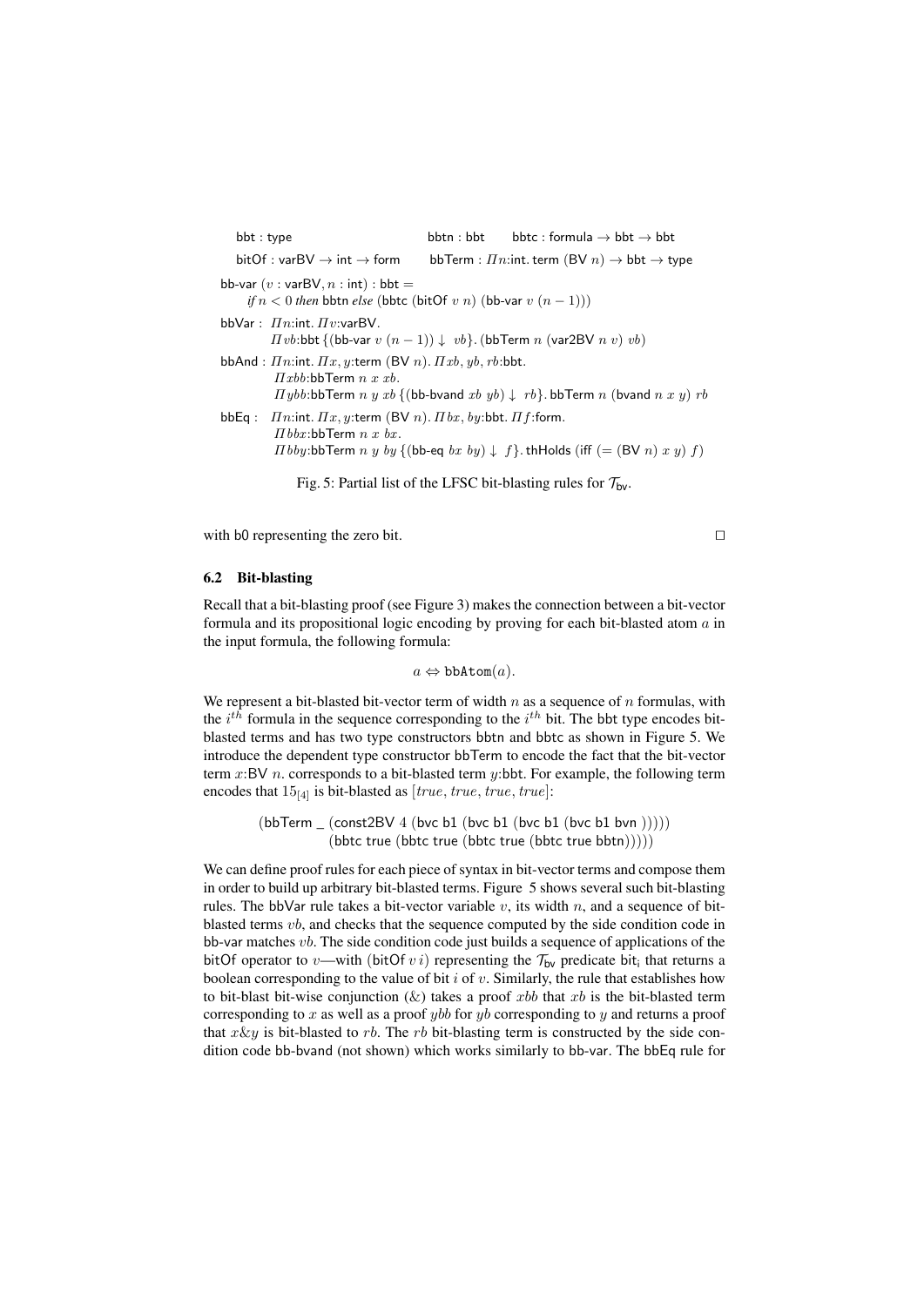```
bbt : type                         bbtn : bbt      bbtc : formula → bbt → bbt
bitOf : varBV → int → form        bbTerm : Πn:int. term (BV n) → bbt → type

bb-var (v : varBV, n : int) : bbt =
    if n < 0 then bbtn else (bbtc (bitOf v n) (bb-var v (n − 1)))

bbVar :  Πn:int. Πv:varBV.
         Πvb:bbt {(bb-var v (n − 1)) ↓ vb}. (bbTerm n (var2BV n v) vb)

bbAnd : Πn:int. Πx, y:term (BV n). Πxb, yb, rb:bbt.
         Πxbb:bbTerm n x xb.
         Πybb:bbTerm n y xb {(bb-bvand xb yb) ↓ rb}. bbTerm n (bvand n x y) rb

bbEq :   Πn:int. Πx, y:term (BV n). Πbx, by:bbt. Πf:form.
         Πbbx:bbTerm n x bx.
         Πbby:bbTerm n y by {(bb-eq bx by) ↓ f}. thHolds (iff (= (BV n) x y) f)
```

Fig. 5: Partial list of the LFSC bit-blasting rules for $\mathcal{T}_{\mathsf{bv}}$.

with b0 representing the zero bit. □

### 6.2 Bit-blasting

Recall that a bit-blasting proof (see Figure 3) makes the connection between a bit-vector formula and its propositional logic encoding by proving for each bit-blasted atom $a$ in the input formula, the following formula:

$$a \Leftrightarrow \mathtt{bbAtom}(a).$$

We represent a bit-blasted bit-vector term of width $n$ as a sequence of $n$ formulas, with the $i^{th}$ formula in the sequence corresponding to the $i^{th}$ bit. The bbt type encodes bit-blasted terms and has two type constructors bbtn and bbtc as shown in Figure 5. We introduce the dependent type constructor bbTerm to encode the fact that the bit-vector term $x$:BV $n$. corresponds to a bit-blasted term $y$:bbt. For example, the following term encodes that $15_{[4]}$ is bit-blasted as $[true, true, true, true]$:

```
(bbTerm _ (const2BV 4 (bvc b1 (bvc b1 (bvc b1 (bvc b1 bvn )))))
          (bbtc true (bbtc true (bbtc true (bbtc true bbtn)))))
```

We can define proof rules for each piece of syntax in bit-vector terms and compose them in order to build up arbitrary bit-blasted terms. Figure 5 shows several such bit-blasting rules. The bbVar rule takes a bit-vector variable $v$, its width $n$, and a sequence of bit-blasted terms $vb$, and checks that the sequence computed by the side condition code in bb-var matches $vb$. The side condition code just builds a sequence of applications of the bitOf operator to $v$—with (bitOf $v$ $i$) representing the $\mathcal{T}_{\mathsf{bv}}$ predicate $\mathsf{bit_i}$ that returns a boolean corresponding to the value of bit $i$ of $v$. Similarly, the rule that establishes how to bit-blast bit-wise conjunction (&) takes a proof $xbb$ that $xb$ is the bit-blasted term corresponding to $x$ as well as a proof $ybb$ for $yb$ corresponding to $y$ and returns a proof that $x\&y$ is bit-blasted to $rb$. The $rb$ bit-blasting term is constructed by the side condition code bb-bvand (not shown) which works similarly to bb-var. The bbEq rule for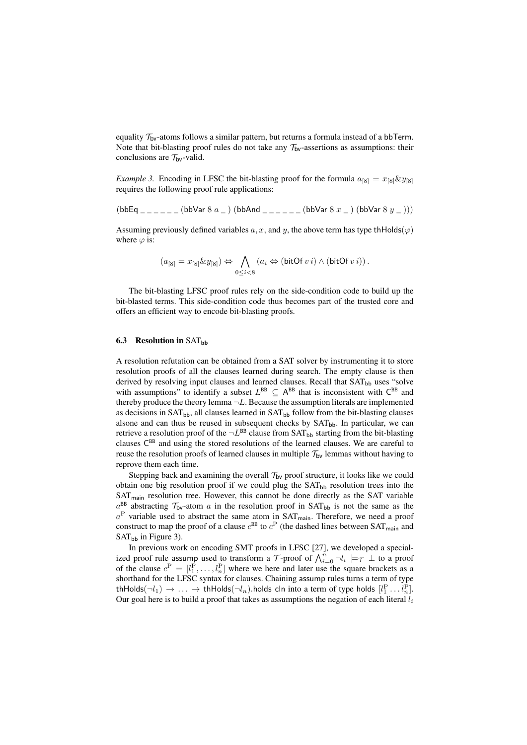equality $\mathcal{T}_{\mathsf{bv}}$-atoms follows a similar pattern, but returns a formula instead of a bbTerm. Note that bit-blasting proof rules do not take any $\mathcal{T}_{\mathsf{bv}}$-assertions as assumptions: their conclusions are $\mathcal{T}_{\mathsf{bv}}$-valid.

*Example 3.* Encoding in LFSC the bit-blasting proof for the formula $a_{[8]} = x_{[8]} \& y_{[8]}$ requires the following proof rule applications:

$$(\mathsf{bbEq}\ \_\ \_\ \_\ \_\ \_\ \_\ (\mathsf{bbVar}\ 8\ a\ \_)\ (\mathsf{bbAnd}\ \_\ \_\ \_\ \_\ \_\ \_\ (\mathsf{bbVar}\ 8\ x\ \_)\ (\mathsf{bbVar}\ 8\ y\ \_)))$$

Assuming previously defined variables $a, x,$ and $y$, the above term has type $\mathsf{thHolds}(\varphi)$ where $\varphi$ is:

$$(a_{[8]} = x_{[8]} \& y_{[8]}) \Leftrightarrow \bigwedge_{0 \leq i < 8} (a_i \Leftrightarrow (\mathsf{bitOf}\ v\ i) \wedge (\mathsf{bitOf}\ v\ i))\,.$$

The bit-blasting LFSC proof rules rely on the side-condition code to build up the bit-blasted terms. This side-condition code thus becomes part of the trusted core and offers an efficient way to encode bit-blasting proofs.

### 6.3 Resolution in $\text{SAT}_{\mathsf{bb}}$

A resolution refutation can be obtained from a SAT solver by instrumenting it to store resolution proofs of all the clauses learned during search. The empty clause is then derived by resolving input clauses and learned clauses. Recall that $\text{SAT}_{\mathsf{bb}}$ uses "solve with assumptions" to identify a subset $L^{\mathsf{BB}} \subseteq \mathsf{A}^{\mathsf{BB}}$ that is inconsistent with $\mathsf{C}^{\mathsf{BB}}$ and thereby produce the theory lemma $\neg L$. Because the assumption literals are implemented as decisions in $\text{SAT}_{\mathsf{bb}}$, all clauses learned in $\text{SAT}_{\mathsf{bb}}$ follow from the bit-blasting clauses alsone and can thus be reused in subsequent checks by $\text{SAT}_{\mathsf{bb}}$. In particular, we can retrieve a resolution proof of the $\neg L^{\mathsf{BB}}$ clause from $\text{SAT}_{\mathsf{bb}}$ starting from the bit-blasting clauses $\mathsf{C}^{\mathsf{BB}}$ and using the stored resolutions of the learned clauses. We are careful to reuse the resolution proofs of learned clauses in multiple $\mathcal{T}_{\mathsf{bv}}$ lemmas without having to reprove them each time.

Stepping back and examining the overall $\mathcal{T}_{\mathsf{bv}}$ proof structure, it looks like we could obtain one big resolution proof if we could plug the $\text{SAT}_{\mathsf{bb}}$ resolution trees into the $\text{SAT}_{\mathsf{main}}$ resolution tree. However, this cannot be done directly as the SAT variable $a^{\mathsf{BB}}$ abstracting $\mathcal{T}_{\mathsf{bv}}$-atom $a$ in the resolution proof in $\text{SAT}_{\mathsf{bb}}$ is not the same as the $a^{\mathrm{P}}$ variable used to abstract the same atom in $\text{SAT}_{\mathsf{main}}$. Therefore, we need a proof construct to map the proof of a clause $c^{\mathsf{BB}}$ to $c^{\mathrm{P}}$ (the dashed lines between $\text{SAT}_{\mathsf{main}}$ and $\text{SAT}_{\mathsf{bb}}$ in Figure 3).

In previous work on encoding SMT proofs in LFSC [27], we developed a specialized proof rule $\mathsf{assump}$ used to transform a $\mathcal{T}$-proof of $\bigwedge_{i=0}^{n} \neg l_i \models_{\mathcal{T}} \bot$ to a proof of the clause $c^{\mathrm{P}} = [l_1^{\mathrm{P}}, \ldots, l_n^{\mathrm{P}}]$ where we here and later use the square brackets as a shorthand for the LFSC syntax for clauses. Chaining $\mathsf{assump}$ rules turns a term of type $\mathsf{thHolds}(\neg l_1) \rightarrow \ldots \rightarrow \mathsf{thHolds}(\neg l_n).\mathsf{holds\ cln}$ into a term of type $\mathsf{holds}\ [l_1^{\mathrm{P}} \ldots l_n^{\mathrm{P}}]$. Our goal here is to build a proof that takes as assumptions the negation of each literal $l_i$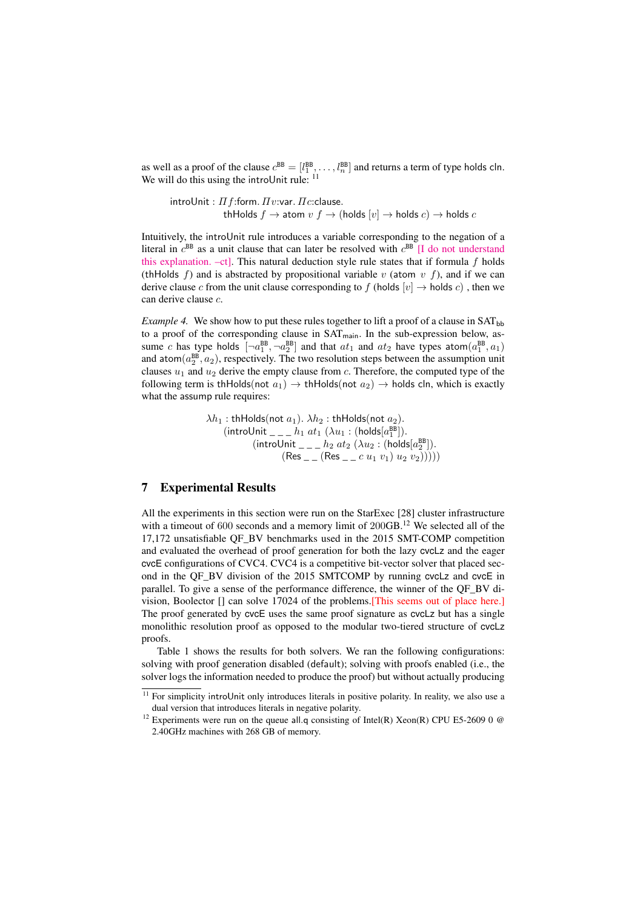as well as a proof of the clause $c^{\mathsf{BB}} = [l_1^{\mathsf{BB}}, \ldots, l_n^{\mathsf{BB}}]$ and returns a term of type holds cln. We will do this using the introUnit rule: [11]

$$
\begin{aligned}
\mathsf{introUnit} : &\ \Pi f{:}\mathsf{form}.\ \Pi v{:}\mathsf{var}.\ \Pi c{:}\mathsf{clause}. \\
&\ \mathsf{thHolds}\ f \rightarrow \mathsf{atom}\ v\ f \rightarrow (\mathsf{holds}\ [v] \rightarrow \mathsf{holds}\ c) \rightarrow \mathsf{holds}\ c
\end{aligned}
$$

Intuitively, the introUnit rule introduces a variable corresponding to the negation of a literal in $c^{\mathsf{BB}}$ as a unit clause that can later be resolved with $c^{\mathsf{BB}}$ [I do not understand this explanation. –ct]. This natural deduction style rule states that if formula $f$ holds (thHolds $f$) and is abstracted by propositional variable $v$ (atom $v$ $f$), and if we can derive clause $c$ from the unit clause corresponding to $f$ (holds $[v] \rightarrow$ holds $c$) , then we can derive clause $c$.

*Example 4.* We show how to put these rules together to lift a proof of a clause in $\mathrm{SAT}_{\mathsf{bb}}$ to a proof of the corresponding clause in $\mathrm{SAT}_{\mathsf{main}}$. In the sub-expression below, assume $c$ has type holds $[\neg a_1^{\mathsf{BB}}, \neg a_2^{\mathsf{BB}}]$ and that $at_1$ and $at_2$ have types $\mathsf{atom}(a_1^{\mathsf{BB}}, a_1)$ and $\mathsf{atom}(a_2^{\mathsf{BB}}, a_2)$, respectively. The two resolution steps between the assumption unit clauses $u_1$ and $u_2$ derive the empty clause from $c$. Therefore, the computed type of the following term is $\mathsf{thHolds}(\mathsf{not}\ a_1) \rightarrow \mathsf{thHolds}(\mathsf{not}\ a_2) \rightarrow$ holds cln, which is exactly what the assump rule requires:

$$
\begin{aligned}
&\lambda h_1 : \mathsf{thHolds}(\mathsf{not}\ a_1).\ \lambda h_2 : \mathsf{thHolds}(\mathsf{not}\ a_2). \\
&\quad (\mathsf{introUnit}\ \_\ \_\ \_\ h_1\ at_1\ (\lambda u_1 : (\mathsf{holds}[a_1^{\mathsf{BB}}]). \\
&\qquad\quad (\mathsf{introUnit}\ \_\ \_\ \_\ h_2\ at_2\ (\lambda u_2 : (\mathsf{holds}[a_2^{\mathsf{BB}}]). \\
&\qquad\qquad\quad (\mathsf{Res}\ \_\ \_\ (\mathsf{Res}\ \_\ \_\ c\ u_1\ v_1)\ u_2\ v_2)))))
\end{aligned}
$$

## 7 Experimental Results

All the experiments in this section were run on the StarExec [28] cluster infrastructure with a timeout of 600 seconds and a memory limit of 200GB.[12] We selected all of the 17,172 unsatisfiable QF_BV benchmarks used in the 2015 SMT-COMP competition and evaluated the overhead of proof generation for both the lazy cvcLz and the eager cvcE configurations of CVC4. CVC4 is a competitive bit-vector solver that placed second in the QF_BV division of the 2015 SMTCOMP by running cvcLz and cvcE in parallel. To give a sense of the performance difference, the winner of the QF_BV division, Boolector [] can solve 17024 of the problems.[This seems out of place here.] The proof generated by cvcE uses the same proof signature as cvcLz but has a single monolithic resolution proof as opposed to the modular two-tiered structure of cvcLz proofs.

Table 1 shows the results for both solvers. We ran the following configurations: solving with proof generation disabled (default); solving with proofs enabled (i.e., the solver logs the information needed to produce the proof) but without actually producing

[11] For simplicity introUnit only introduces literals in positive polarity. In reality, we also use a dual version that introduces literals in negative polarity.

[12] Experiments were run on the queue all.q consisting of Intel(R) Xeon(R) CPU E5-2609 0 @ 2.40GHz machines with 268 GB of memory.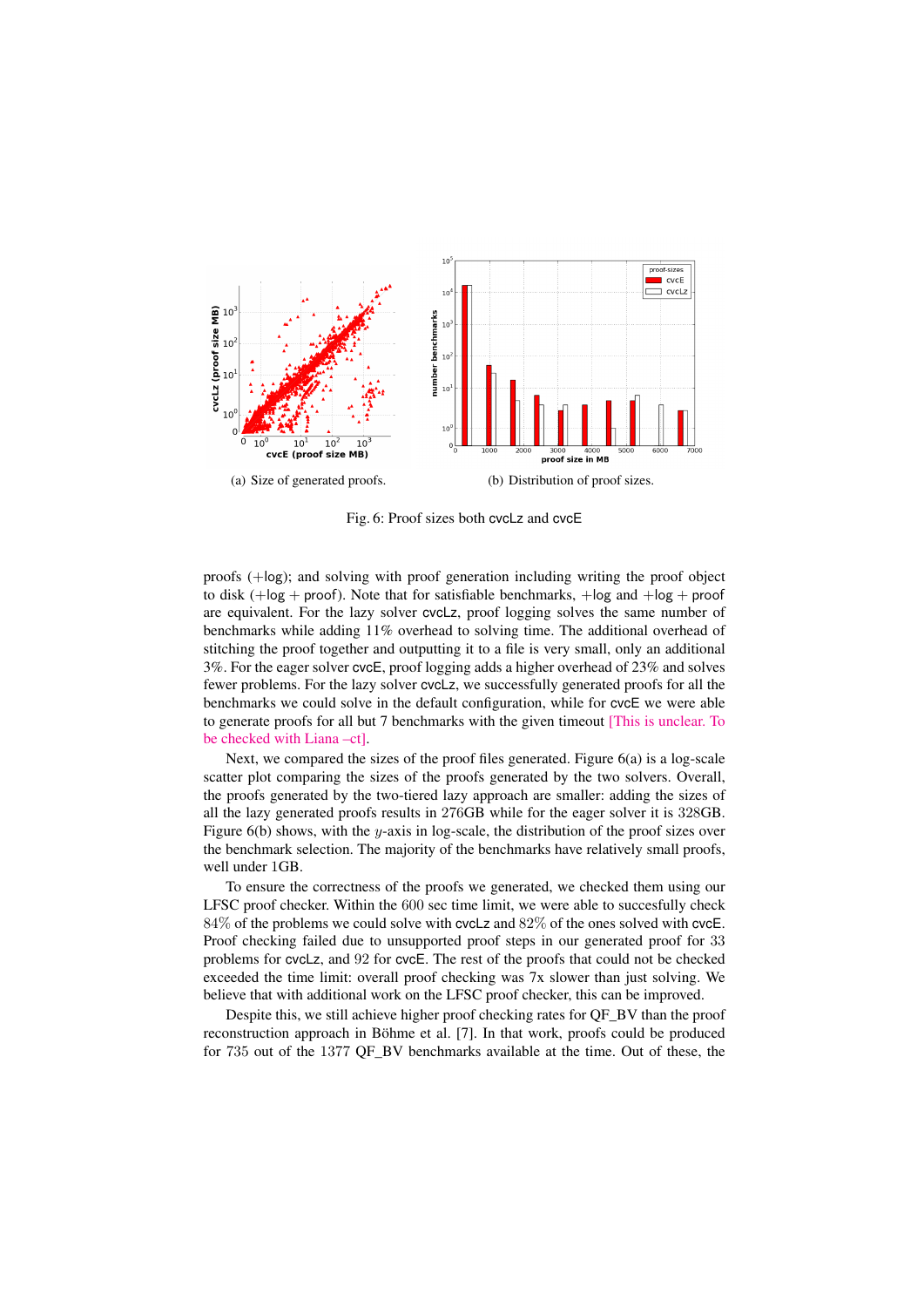(a) Size of generated proofs.

(b) Distribution of proof sizes.

Fig. 6: Proof sizes both cvcLz and cvcE

proofs (+log); and solving with proof generation including writing the proof object to disk (+log + proof). Note that for satisfiable benchmarks, +log and +log + proof are equivalent. For the lazy solver cvcLz, proof logging solves the same number of benchmarks while adding 11% overhead to solving time. The additional overhead of stitching the proof together and outputting it to a file is very small, only an additional 3%. For the eager solver cvcE, proof logging adds a higher overhead of 23% and solves fewer problems. For the lazy solver cvcLz, we successfully generated proofs for all the benchmarks we could solve in the default configuration, while for cvcE we were able to generate proofs for all but 7 benchmarks with the given timeout [This is unclear. To be checked with Liana –ct].

Next, we compared the sizes of the proof files generated. Figure 6(a) is a log-scale scatter plot comparing the sizes of the proofs generated by the two solvers. Overall, the proofs generated by the two-tiered lazy approach are smaller: adding the sizes of all the lazy generated proofs results in 276GB while for the eager solver it is 328GB. Figure 6(b) shows, with the $y$-axis in log-scale, the distribution of the proof sizes over the benchmark selection. The majority of the benchmarks have relatively small proofs, well under 1GB.

To ensure the correctness of the proofs we generated, we checked them using our LFSC proof checker. Within the 600 sec time limit, we were able to succesfully check 84% of the problems we could solve with cvcLz and 82% of the ones solved with cvcE. Proof checking failed due to unsupported proof steps in our generated proof for 33 problems for cvcLz, and 92 for cvcE. The rest of the proofs that could not be checked exceeded the time limit: overall proof checking was 7x slower than just solving. We believe that with additional work on the LFSC proof checker, this can be improved.

Despite this, we still achieve higher proof checking rates for QF_BV than the proof reconstruction approach in Böhme et al. [7]. In that work, proofs could be produced for 735 out of the 1377 QF_BV benchmarks available at the time. Out of these, the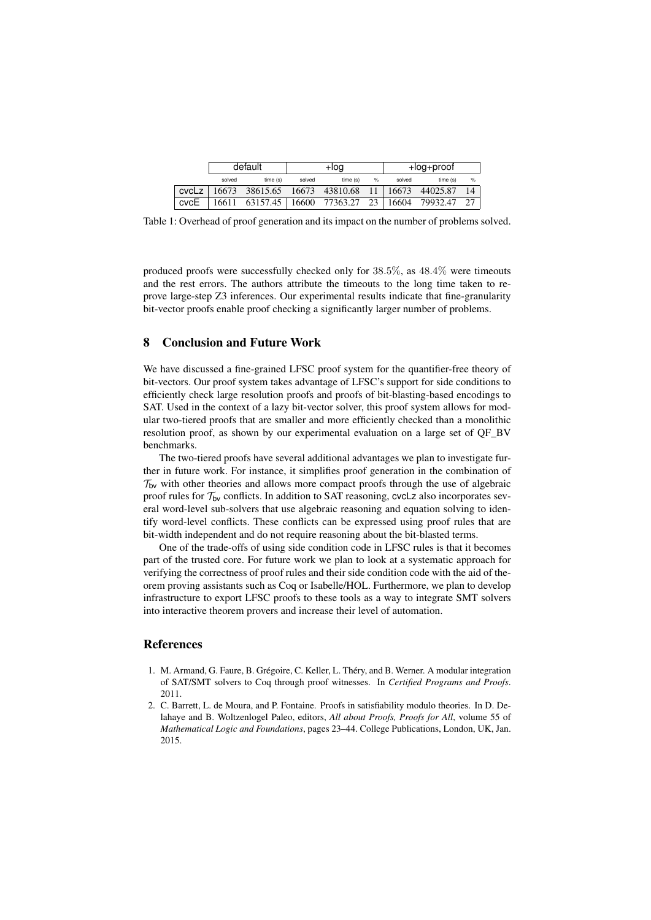| | default | | +log | | | +log+proof | | |
|---|---|---|---|---|---|---|---|---|
| | solved | time (s) | solved | time (s) | % | solved | time (s) | % |
| cvcLz | 16673 | 38615.65 | 16673 | 43810.68 | 11 | 16673 | 44025.87 | 14 |
| cvcE | 16611 | 63157.45 | 16600 | 77363.27 | 23 | 16604 | 79932.47 | 27 |

Table 1: Overhead of proof generation and its impact on the number of problems solved.

produced proofs were successfully checked only for $38.5\%$, as $48.4\%$ were timeouts and the rest errors. The authors attribute the timeouts to the long time taken to reprove large-step Z3 inferences. Our experimental results indicate that fine-granularity bit-vector proofs enable proof checking a significantly larger number of problems.

## 8 Conclusion and Future Work

We have discussed a fine-grained LFSC proof system for the quantifier-free theory of bit-vectors. Our proof system takes advantage of LFSC's support for side conditions to efficiently check large resolution proofs and proofs of bit-blasting-based encodings to SAT. Used in the context of a lazy bit-vector solver, this proof system allows for modular two-tiered proofs that are smaller and more efficiently checked than a monolithic resolution proof, as shown by our experimental evaluation on a large set of QF_BV benchmarks.

The two-tiered proofs have several additional advantages we plan to investigate further in future work. For instance, it simplifies proof generation in the combination of $\mathcal{T}_{\mathsf{bv}}$ with other theories and allows more compact proofs through the use of algebraic proof rules for $\mathcal{T}_{\mathsf{bv}}$ conflicts. In addition to SAT reasoning, cvcLz also incorporates several word-level sub-solvers that use algebraic reasoning and equation solving to identify word-level conflicts. These conflicts can be expressed using proof rules that are bit-width independent and do not require reasoning about the bit-blasted terms.

One of the trade-offs of using side condition code in LFSC rules is that it becomes part of the trusted core. For future work we plan to look at a systematic approach for verifying the correctness of proof rules and their side condition code with the aid of theorem proving assistants such as Coq or Isabelle/HOL. Furthermore, we plan to develop infrastructure to export LFSC proofs to these tools as a way to integrate SMT solvers into interactive theorem provers and increase their level of automation.

## References

1. M. Armand, G. Faure, B. Grégoire, C. Keller, L. Théry, and B. Werner. A modular integration of SAT/SMT solvers to Coq through proof witnesses. In *Certified Programs and Proofs*. 2011.
2. C. Barrett, L. de Moura, and P. Fontaine. Proofs in satisfiability modulo theories. In D. Delahaye and B. Woltzenlogel Paleo, editors, *All about Proofs, Proofs for All*, volume 55 of *Mathematical Logic and Foundations*, pages 23–44. College Publications, London, UK, Jan. 2015.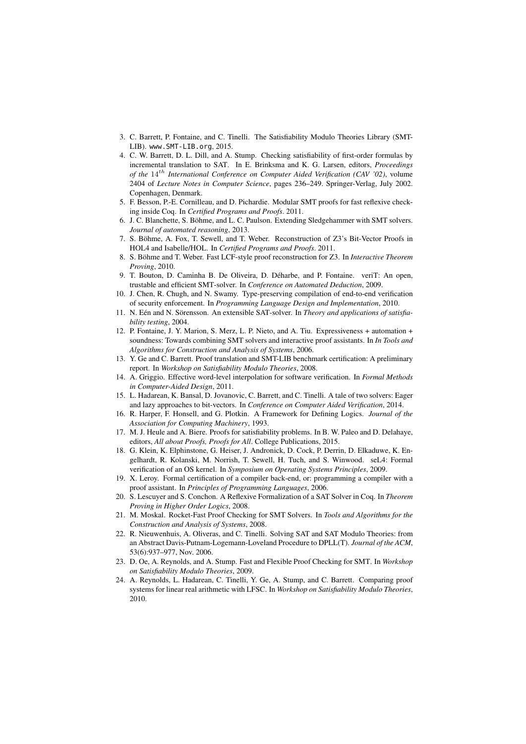3. C. Barrett, P. Fontaine, and C. Tinelli. The Satisfiability Modulo Theories Library (SMT-LIB). `www.SMT-LIB.org`, 2015.
4. C. W. Barrett, D. L. Dill, and A. Stump. Checking satisfiability of first-order formulas by incremental translation to SAT. In E. Brinksma and K. G. Larsen, editors, *Proceedings of the* $14^{th}$ *International Conference on Computer Aided Verification (CAV '02)*, volume 2404 of *Lecture Notes in Computer Science*, pages 236–249. Springer-Verlag, July 2002. Copenhagen, Denmark.
5. F. Besson, P.-E. Cornilleau, and D. Pichardie. Modular SMT proofs for fast reflexive checking inside Coq. In *Certified Programs and Proofs*. 2011.
6. J. C. Blanchette, S. Böhme, and L. C. Paulson. Extending Sledgehammer with SMT solvers. *Journal of automated reasoning*, 2013.
7. S. Böhme, A. Fox, T. Sewell, and T. Weber. Reconstruction of Z3's Bit-Vector Proofs in HOL4 and Isabelle/HOL. In *Certified Programs and Proofs*. 2011.
8. S. Böhme and T. Weber. Fast LCF-style proof reconstruction for Z3. In *Interactive Theorem Proving*, 2010.
9. T. Bouton, D. Caminha B. De Oliveira, D. Déharbe, and P. Fontaine. veriT: An open, trustable and efficient SMT-solver. In *Conference on Automated Deduction*, 2009.
10. J. Chen, R. Chugh, and N. Swamy. Type-preserving compilation of end-to-end verification of security enforcement. In *Programming Language Design and Implementation*, 2010.
11. N. Eén and N. Sörensson. An extensible SAT-solver. In *Theory and applications of satisfiability testing*, 2004.
12. P. Fontaine, J. Y. Marion, S. Merz, L. P. Nieto, and A. Tiu. Expressiveness + automation + soundness: Towards combining SMT solvers and interactive proof assistants. In *In Tools and Algorithms for Construction and Analysis of Systems*, 2006.
13. Y. Ge and C. Barrett. Proof translation and SMT-LIB benchmark certification: A preliminary report. In *Workshop on Satisfiability Modulo Theories*, 2008.
14. A. Griggio. Effective word-level interpolation for software verification. In *Formal Methods in Computer-Aided Design*, 2011.
15. L. Hadarean, K. Bansal, D. Jovanovic, C. Barrett, and C. Tinelli. A tale of two solvers: Eager and lazy approaches to bit-vectors. In *Conference on Computer Aided Verification*, 2014.
16. R. Harper, F. Honsell, and G. Plotkin. A Framework for Defining Logics. *Journal of the Association for Computing Machinery*, 1993.
17. M. J. Heule and A. Biere. Proofs for satisfiability problems. In B. W. Paleo and D. Delahaye, editors, *All about Proofs, Proofs for All*. College Publications, 2015.
18. G. Klein, K. Elphinstone, G. Heiser, J. Andronick, D. Cock, P. Derrin, D. Elkaduwe, K. Engelhardt, R. Kolanski, M. Norrish, T. Sewell, H. Tuch, and S. Winwood. seL4: Formal verification of an OS kernel. In *Symposium on Operating Systems Principles*, 2009.
19. X. Leroy. Formal certification of a compiler back-end, or: programming a compiler with a proof assistant. In *Principles of Programming Languages*, 2006.
20. S. Lescuyer and S. Conchon. A Reflexive Formalization of a SAT Solver in Coq. In *Theorem Proving in Higher Order Logics*, 2008.
21. M. Moskal. Rocket-Fast Proof Checking for SMT Solvers. In *Tools and Algorithms for the Construction and Analysis of Systems*, 2008.
22. R. Nieuwenhuis, A. Oliveras, and C. Tinelli. Solving SAT and SAT Modulo Theories: from an Abstract Davis-Putnam-Logemann-Loveland Procedure to DPLL(T). *Journal of the ACM*, 53(6):937–977, Nov. 2006.
23. D. Oe, A. Reynolds, and A. Stump. Fast and Flexible Proof Checking for SMT. In *Workshop on Satisfiability Modulo Theories*, 2009.
24. A. Reynolds, L. Hadarean, C. Tinelli, Y. Ge, A. Stump, and C. Barrett. Comparing proof systems for linear real arithmetic with LFSC. In *Workshop on Satisfiability Modulo Theories*, 2010.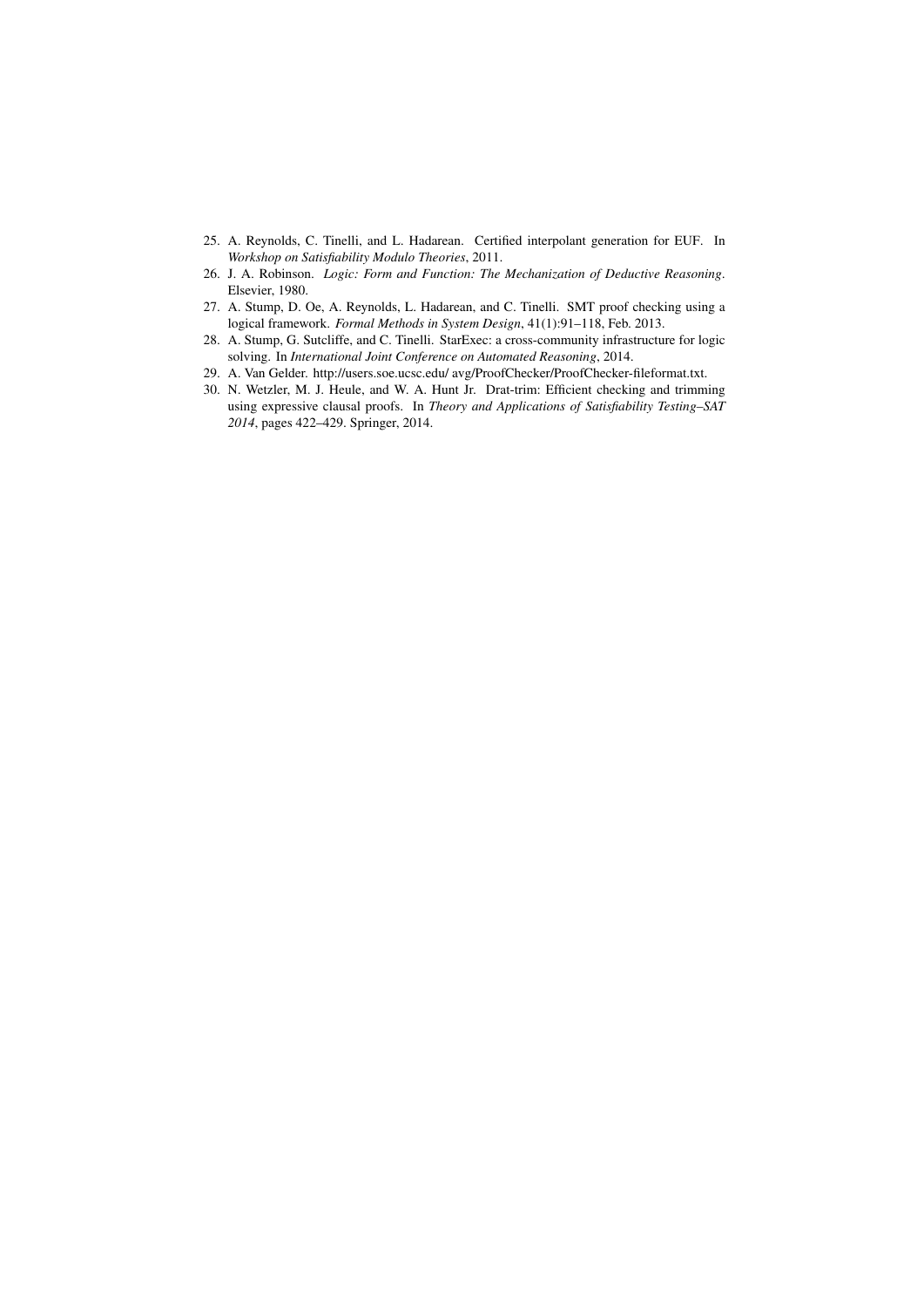25. A. Reynolds, C. Tinelli, and L. Hadarean. Certified interpolant generation for EUF. In *Workshop on Satisfiability Modulo Theories*, 2011.
26. J. A. Robinson. *Logic: Form and Function: The Mechanization of Deductive Reasoning*. Elsevier, 1980.
27. A. Stump, D. Oe, A. Reynolds, L. Hadarean, and C. Tinelli. SMT proof checking using a logical framework. *Formal Methods in System Design*, 41(1):91–118, Feb. 2013.
28. A. Stump, G. Sutcliffe, and C. Tinelli. StarExec: a cross-community infrastructure for logic solving. In *International Joint Conference on Automated Reasoning*, 2014.
29. A. Van Gelder. http://users.soe.ucsc.edu/ avg/ProofChecker/ProofChecker-fileformat.txt.
30. N. Wetzler, M. J. Heule, and W. A. Hunt Jr. Drat-trim: Efficient checking and trimming using expressive clausal proofs. In *Theory and Applications of Satisfiability Testing–SAT 2014*, pages 422–429. Springer, 2014.